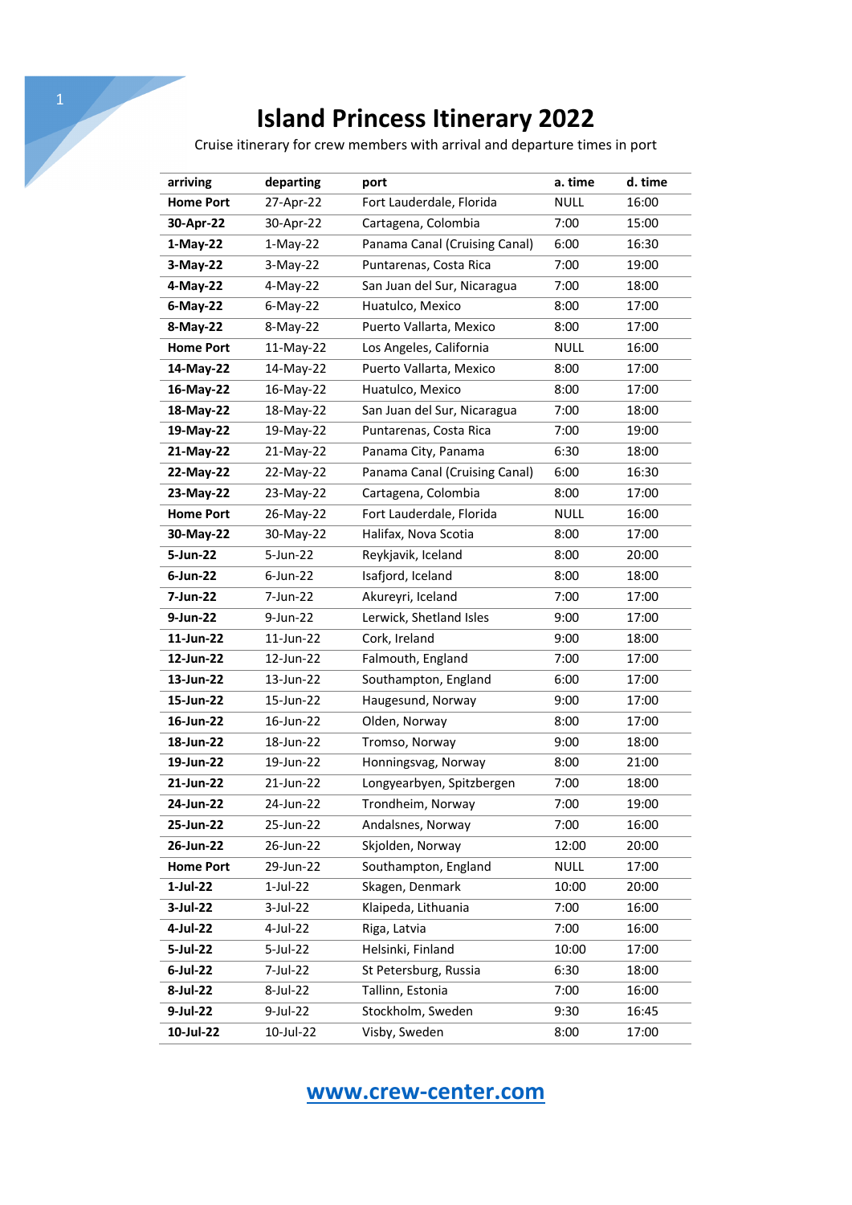# Island Princess Itinerary 2022

Cruise itinerary for crew members with arrival and departure times in port

| arriving | departing | port | a. time | d. time |
|---|---|---|---|---|
| **Home Port** | 27-Apr-22 | Fort Lauderdale, Florida | NULL | 16:00 |
| **30-Apr-22** | 30-Apr-22 | Cartagena, Colombia | 7:00 | 15:00 |
| **1-May-22** | 1-May-22 | Panama Canal (Cruising Canal) | 6:00 | 16:30 |
| **3-May-22** | 3-May-22 | Puntarenas, Costa Rica | 7:00 | 19:00 |
| **4-May-22** | 4-May-22 | San Juan del Sur, Nicaragua | 7:00 | 18:00 |
| **6-May-22** | 6-May-22 | Huatulco, Mexico | 8:00 | 17:00 |
| **8-May-22** | 8-May-22 | Puerto Vallarta, Mexico | 8:00 | 17:00 |
| **Home Port** | 11-May-22 | Los Angeles, California | NULL | 16:00 |
| **14-May-22** | 14-May-22 | Puerto Vallarta, Mexico | 8:00 | 17:00 |
| **16-May-22** | 16-May-22 | Huatulco, Mexico | 8:00 | 17:00 |
| **18-May-22** | 18-May-22 | San Juan del Sur, Nicaragua | 7:00 | 18:00 |
| **19-May-22** | 19-May-22 | Puntarenas, Costa Rica | 7:00 | 19:00 |
| **21-May-22** | 21-May-22 | Panama City, Panama | 6:30 | 18:00 |
| **22-May-22** | 22-May-22 | Panama Canal (Cruising Canal) | 6:00 | 16:30 |
| **23-May-22** | 23-May-22 | Cartagena, Colombia | 8:00 | 17:00 |
| **Home Port** | 26-May-22 | Fort Lauderdale, Florida | NULL | 16:00 |
| **30-May-22** | 30-May-22 | Halifax, Nova Scotia | 8:00 | 17:00 |
| **5-Jun-22** | 5-Jun-22 | Reykjavik, Iceland | 8:00 | 20:00 |
| **6-Jun-22** | 6-Jun-22 | Isafjord, Iceland | 8:00 | 18:00 |
| **7-Jun-22** | 7-Jun-22 | Akureyri, Iceland | 7:00 | 17:00 |
| **9-Jun-22** | 9-Jun-22 | Lerwick, Shetland Isles | 9:00 | 17:00 |
| **11-Jun-22** | 11-Jun-22 | Cork, Ireland | 9:00 | 18:00 |
| **12-Jun-22** | 12-Jun-22 | Falmouth, England | 7:00 | 17:00 |
| **13-Jun-22** | 13-Jun-22 | Southampton, England | 6:00 | 17:00 |
| **15-Jun-22** | 15-Jun-22 | Haugesund, Norway | 9:00 | 17:00 |
| **16-Jun-22** | 16-Jun-22 | Olden, Norway | 8:00 | 17:00 |
| **18-Jun-22** | 18-Jun-22 | Tromso, Norway | 9:00 | 18:00 |
| **19-Jun-22** | 19-Jun-22 | Honningsvag, Norway | 8:00 | 21:00 |
| **21-Jun-22** | 21-Jun-22 | Longyearbyen, Spitzbergen | 7:00 | 18:00 |
| **24-Jun-22** | 24-Jun-22 | Trondheim, Norway | 7:00 | 19:00 |
| **25-Jun-22** | 25-Jun-22 | Andalsnes, Norway | 7:00 | 16:00 |
| **26-Jun-22** | 26-Jun-22 | Skjolden, Norway | 12:00 | 20:00 |
| **Home Port** | 29-Jun-22 | Southampton, England | NULL | 17:00 |
| **1-Jul-22** | 1-Jul-22 | Skagen, Denmark | 10:00 | 20:00 |
| **3-Jul-22** | 3-Jul-22 | Klaipeda, Lithuania | 7:00 | 16:00 |
| **4-Jul-22** | 4-Jul-22 | Riga, Latvia | 7:00 | 16:00 |
| **5-Jul-22** | 5-Jul-22 | Helsinki, Finland | 10:00 | 17:00 |
| **6-Jul-22** | 7-Jul-22 | St Petersburg, Russia | 6:30 | 18:00 |
| **8-Jul-22** | 8-Jul-22 | Tallinn, Estonia | 7:00 | 16:00 |
| **9-Jul-22** | 9-Jul-22 | Stockholm, Sweden | 9:30 | 16:45 |
| **10-Jul-22** | 10-Jul-22 | Visby, Sweden | 8:00 | 17:00 |

[www.crew-center.com](http://www.crew-center.com)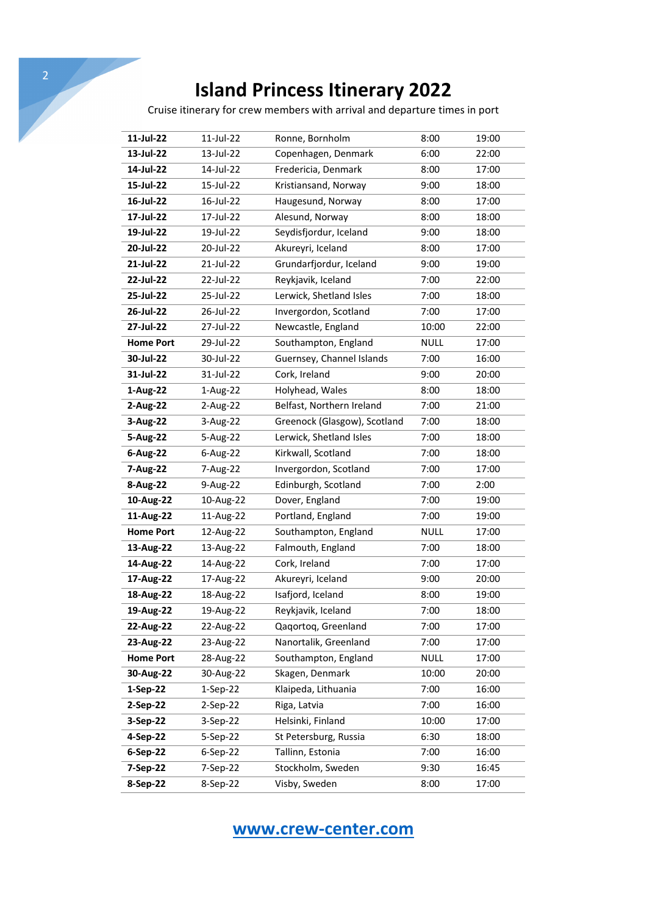# Island Princess Itinerary 2022

Cruise itinerary for crew members with arrival and departure times in port

| | | | | |
|---|---|---|---|---|
| **11-Jul-22** | 11-Jul-22 | Ronne, Bornholm | 8:00 | 19:00 |
| **13-Jul-22** | 13-Jul-22 | Copenhagen, Denmark | 6:00 | 22:00 |
| **14-Jul-22** | 14-Jul-22 | Fredericia, Denmark | 8:00 | 17:00 |
| **15-Jul-22** | 15-Jul-22 | Kristiansand, Norway | 9:00 | 18:00 |
| **16-Jul-22** | 16-Jul-22 | Haugesund, Norway | 8:00 | 17:00 |
| **17-Jul-22** | 17-Jul-22 | Alesund, Norway | 8:00 | 18:00 |
| **19-Jul-22** | 19-Jul-22 | Seydisfjordur, Iceland | 9:00 | 18:00 |
| **20-Jul-22** | 20-Jul-22 | Akureyri, Iceland | 8:00 | 17:00 |
| **21-Jul-22** | 21-Jul-22 | Grundarfjordur, Iceland | 9:00 | 19:00 |
| **22-Jul-22** | 22-Jul-22 | Reykjavik, Iceland | 7:00 | 22:00 |
| **25-Jul-22** | 25-Jul-22 | Lerwick, Shetland Isles | 7:00 | 18:00 |
| **26-Jul-22** | 26-Jul-22 | Invergordon, Scotland | 7:00 | 17:00 |
| **27-Jul-22** | 27-Jul-22 | Newcastle, England | 10:00 | 22:00 |
| **Home Port** | 29-Jul-22 | Southampton, England | NULL | 17:00 |
| **30-Jul-22** | 30-Jul-22 | Guernsey, Channel Islands | 7:00 | 16:00 |
| **31-Jul-22** | 31-Jul-22 | Cork, Ireland | 9:00 | 20:00 |
| **1-Aug-22** | 1-Aug-22 | Holyhead, Wales | 8:00 | 18:00 |
| **2-Aug-22** | 2-Aug-22 | Belfast, Northern Ireland | 7:00 | 21:00 |
| **3-Aug-22** | 3-Aug-22 | Greenock (Glasgow), Scotland | 7:00 | 18:00 |
| **5-Aug-22** | 5-Aug-22 | Lerwick, Shetland Isles | 7:00 | 18:00 |
| **6-Aug-22** | 6-Aug-22 | Kirkwall, Scotland | 7:00 | 18:00 |
| **7-Aug-22** | 7-Aug-22 | Invergordon, Scotland | 7:00 | 17:00 |
| **8-Aug-22** | 9-Aug-22 | Edinburgh, Scotland | 7:00 | 2:00 |
| **10-Aug-22** | 10-Aug-22 | Dover, England | 7:00 | 19:00 |
| **11-Aug-22** | 11-Aug-22 | Portland, England | 7:00 | 19:00 |
| **Home Port** | 12-Aug-22 | Southampton, England | NULL | 17:00 |
| **13-Aug-22** | 13-Aug-22 | Falmouth, England | 7:00 | 18:00 |
| **14-Aug-22** | 14-Aug-22 | Cork, Ireland | 7:00 | 17:00 |
| **17-Aug-22** | 17-Aug-22 | Akureyri, Iceland | 9:00 | 20:00 |
| **18-Aug-22** | 18-Aug-22 | Isafjord, Iceland | 8:00 | 19:00 |
| **19-Aug-22** | 19-Aug-22 | Reykjavik, Iceland | 7:00 | 18:00 |
| **22-Aug-22** | 22-Aug-22 | Qaqortoq, Greenland | 7:00 | 17:00 |
| **23-Aug-22** | 23-Aug-22 | Nanortalik, Greenland | 7:00 | 17:00 |
| **Home Port** | 28-Aug-22 | Southampton, England | NULL | 17:00 |
| **30-Aug-22** | 30-Aug-22 | Skagen, Denmark | 10:00 | 20:00 |
| **1-Sep-22** | 1-Sep-22 | Klaipeda, Lithuania | 7:00 | 16:00 |
| **2-Sep-22** | 2-Sep-22 | Riga, Latvia | 7:00 | 16:00 |
| **3-Sep-22** | 3-Sep-22 | Helsinki, Finland | 10:00 | 17:00 |
| **4-Sep-22** | 5-Sep-22 | St Petersburg, Russia | 6:30 | 18:00 |
| **6-Sep-22** | 6-Sep-22 | Tallinn, Estonia | 7:00 | 16:00 |
| **7-Sep-22** | 7-Sep-22 | Stockholm, Sweden | 9:30 | 16:45 |
| **8-Sep-22** | 8-Sep-22 | Visby, Sweden | 8:00 | 17:00 |

[www.crew-center.com](http://www.crew-center.com)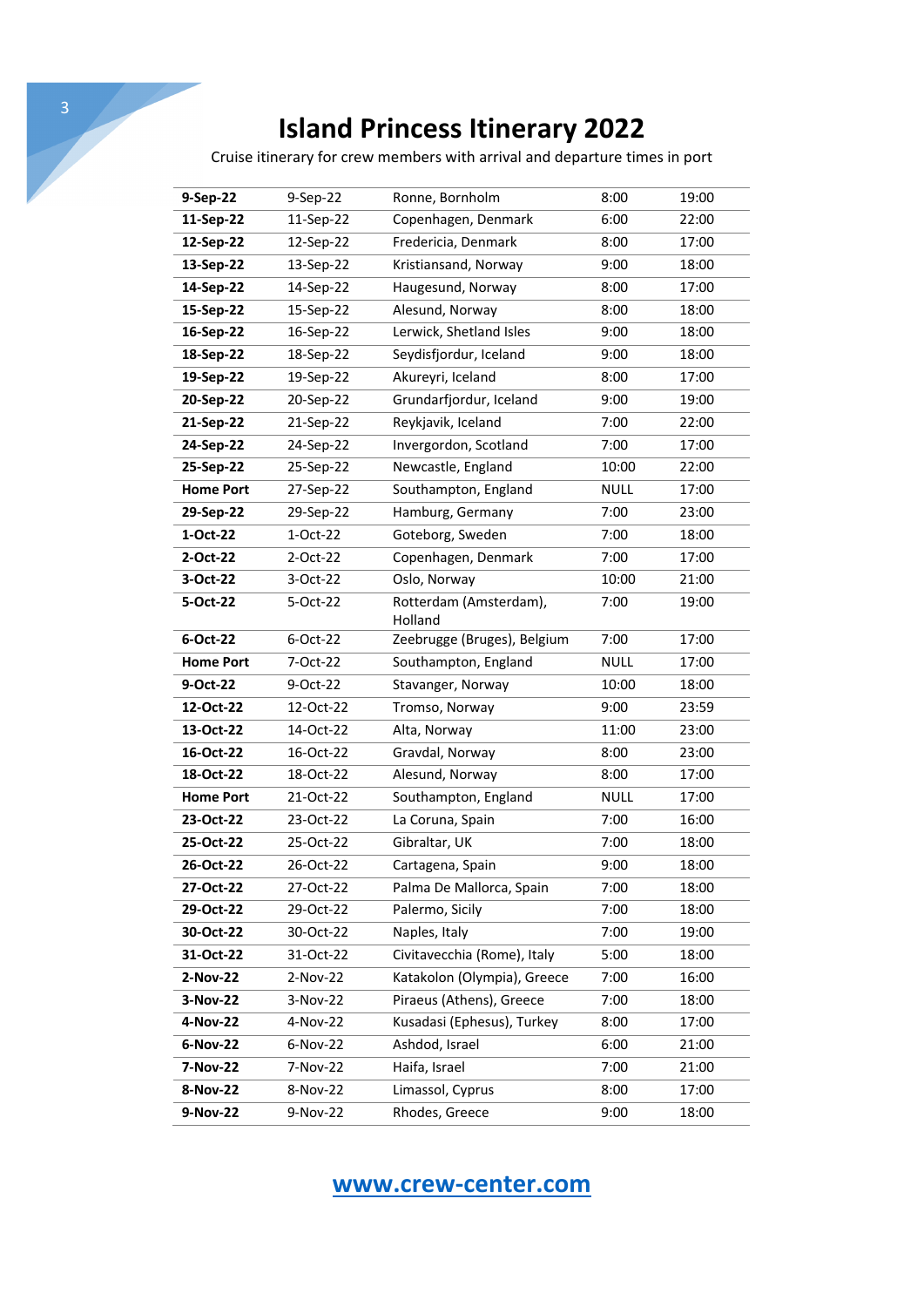# Island Princess Itinerary 2022

Cruise itinerary for crew members with arrival and departure times in port

| | | | | |
|---|---|---|---|---|
| **9-Sep-22** | 9-Sep-22 | Ronne, Bornholm | 8:00 | 19:00 |
| **11-Sep-22** | 11-Sep-22 | Copenhagen, Denmark | 6:00 | 22:00 |
| **12-Sep-22** | 12-Sep-22 | Fredericia, Denmark | 8:00 | 17:00 |
| **13-Sep-22** | 13-Sep-22 | Kristiansand, Norway | 9:00 | 18:00 |
| **14-Sep-22** | 14-Sep-22 | Haugesund, Norway | 8:00 | 17:00 |
| **15-Sep-22** | 15-Sep-22 | Alesund, Norway | 8:00 | 18:00 |
| **16-Sep-22** | 16-Sep-22 | Lerwick, Shetland Isles | 9:00 | 18:00 |
| **18-Sep-22** | 18-Sep-22 | Seydisfjordur, Iceland | 9:00 | 18:00 |
| **19-Sep-22** | 19-Sep-22 | Akureyri, Iceland | 8:00 | 17:00 |
| **20-Sep-22** | 20-Sep-22 | Grundarfjordur, Iceland | 9:00 | 19:00 |
| **21-Sep-22** | 21-Sep-22 | Reykjavik, Iceland | 7:00 | 22:00 |
| **24-Sep-22** | 24-Sep-22 | Invergordon, Scotland | 7:00 | 17:00 |
| **25-Sep-22** | 25-Sep-22 | Newcastle, England | 10:00 | 22:00 |
| **Home Port** | 27-Sep-22 | Southampton, England | NULL | 17:00 |
| **29-Sep-22** | 29-Sep-22 | Hamburg, Germany | 7:00 | 23:00 |
| **1-Oct-22** | 1-Oct-22 | Goteborg, Sweden | 7:00 | 18:00 |
| **2-Oct-22** | 2-Oct-22 | Copenhagen, Denmark | 7:00 | 17:00 |
| **3-Oct-22** | 3-Oct-22 | Oslo, Norway | 10:00 | 21:00 |
| **5-Oct-22** | 5-Oct-22 | Rotterdam (Amsterdam), Holland | 7:00 | 19:00 |
| **6-Oct-22** | 6-Oct-22 | Zeebrugge (Bruges), Belgium | 7:00 | 17:00 |
| **Home Port** | 7-Oct-22 | Southampton, England | NULL | 17:00 |
| **9-Oct-22** | 9-Oct-22 | Stavanger, Norway | 10:00 | 18:00 |
| **12-Oct-22** | 12-Oct-22 | Tromso, Norway | 9:00 | 23:59 |
| **13-Oct-22** | 14-Oct-22 | Alta, Norway | 11:00 | 23:00 |
| **16-Oct-22** | 16-Oct-22 | Gravdal, Norway | 8:00 | 23:00 |
| **18-Oct-22** | 18-Oct-22 | Alesund, Norway | 8:00 | 17:00 |
| **Home Port** | 21-Oct-22 | Southampton, England | NULL | 17:00 |
| **23-Oct-22** | 23-Oct-22 | La Coruna, Spain | 7:00 | 16:00 |
| **25-Oct-22** | 25-Oct-22 | Gibraltar, UK | 7:00 | 18:00 |
| **26-Oct-22** | 26-Oct-22 | Cartagena, Spain | 9:00 | 18:00 |
| **27-Oct-22** | 27-Oct-22 | Palma De Mallorca, Spain | 7:00 | 18:00 |
| **29-Oct-22** | 29-Oct-22 | Palermo, Sicily | 7:00 | 18:00 |
| **30-Oct-22** | 30-Oct-22 | Naples, Italy | 7:00 | 19:00 |
| **31-Oct-22** | 31-Oct-22 | Civitavecchia (Rome), Italy | 5:00 | 18:00 |
| **2-Nov-22** | 2-Nov-22 | Katakolon (Olympia), Greece | 7:00 | 16:00 |
| **3-Nov-22** | 3-Nov-22 | Piraeus (Athens), Greece | 7:00 | 18:00 |
| **4-Nov-22** | 4-Nov-22 | Kusadasi (Ephesus), Turkey | 8:00 | 17:00 |
| **6-Nov-22** | 6-Nov-22 | Ashdod, Israel | 6:00 | 21:00 |
| **7-Nov-22** | 7-Nov-22 | Haifa, Israel | 7:00 | 21:00 |
| **8-Nov-22** | 8-Nov-22 | Limassol, Cyprus | 8:00 | 17:00 |
| **9-Nov-22** | 9-Nov-22 | Rhodes, Greece | 9:00 | 18:00 |

www.crew-center.com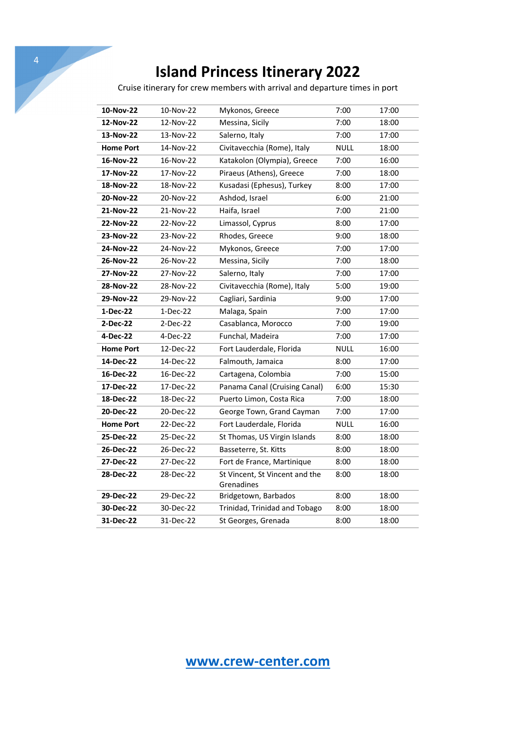# Island Princess Itinerary 2022

Cruise itinerary for crew members with arrival and departure times in port

| | | | | |
|---|---|---|---|---|
| **10-Nov-22** | 10-Nov-22 | Mykonos, Greece | 7:00 | 17:00 |
| **12-Nov-22** | 12-Nov-22 | Messina, Sicily | 7:00 | 18:00 |
| **13-Nov-22** | 13-Nov-22 | Salerno, Italy | 7:00 | 17:00 |
| **Home Port** | 14-Nov-22 | Civitavecchia (Rome), Italy | NULL | 18:00 |
| **16-Nov-22** | 16-Nov-22 | Katakolon (Olympia), Greece | 7:00 | 16:00 |
| **17-Nov-22** | 17-Nov-22 | Piraeus (Athens), Greece | 7:00 | 18:00 |
| **18-Nov-22** | 18-Nov-22 | Kusadasi (Ephesus), Turkey | 8:00 | 17:00 |
| **20-Nov-22** | 20-Nov-22 | Ashdod, Israel | 6:00 | 21:00 |
| **21-Nov-22** | 21-Nov-22 | Haifa, Israel | 7:00 | 21:00 |
| **22-Nov-22** | 22-Nov-22 | Limassol, Cyprus | 8:00 | 17:00 |
| **23-Nov-22** | 23-Nov-22 | Rhodes, Greece | 9:00 | 18:00 |
| **24-Nov-22** | 24-Nov-22 | Mykonos, Greece | 7:00 | 17:00 |
| **26-Nov-22** | 26-Nov-22 | Messina, Sicily | 7:00 | 18:00 |
| **27-Nov-22** | 27-Nov-22 | Salerno, Italy | 7:00 | 17:00 |
| **28-Nov-22** | 28-Nov-22 | Civitavecchia (Rome), Italy | 5:00 | 19:00 |
| **29-Nov-22** | 29-Nov-22 | Cagliari, Sardinia | 9:00 | 17:00 |
| **1-Dec-22** | 1-Dec-22 | Malaga, Spain | 7:00 | 17:00 |
| **2-Dec-22** | 2-Dec-22 | Casablanca, Morocco | 7:00 | 19:00 |
| **4-Dec-22** | 4-Dec-22 | Funchal, Madeira | 7:00 | 17:00 |
| **Home Port** | 12-Dec-22 | Fort Lauderdale, Florida | NULL | 16:00 |
| **14-Dec-22** | 14-Dec-22 | Falmouth, Jamaica | 8:00 | 17:00 |
| **16-Dec-22** | 16-Dec-22 | Cartagena, Colombia | 7:00 | 15:00 |
| **17-Dec-22** | 17-Dec-22 | Panama Canal (Cruising Canal) | 6:00 | 15:30 |
| **18-Dec-22** | 18-Dec-22 | Puerto Limon, Costa Rica | 7:00 | 18:00 |
| **20-Dec-22** | 20-Dec-22 | George Town, Grand Cayman | 7:00 | 17:00 |
| **Home Port** | 22-Dec-22 | Fort Lauderdale, Florida | NULL | 16:00 |
| **25-Dec-22** | 25-Dec-22 | St Thomas, US Virgin Islands | 8:00 | 18:00 |
| **26-Dec-22** | 26-Dec-22 | Basseterre, St. Kitts | 8:00 | 18:00 |
| **27-Dec-22** | 27-Dec-22 | Fort de France, Martinique | 8:00 | 18:00 |
| **28-Dec-22** | 28-Dec-22 | St Vincent, St Vincent and the Grenadines | 8:00 | 18:00 |
| **29-Dec-22** | 29-Dec-22 | Bridgetown, Barbados | 8:00 | 18:00 |
| **30-Dec-22** | 30-Dec-22 | Trinidad, Trinidad and Tobago | 8:00 | 18:00 |
| **31-Dec-22** | 31-Dec-22 | St Georges, Grenada | 8:00 | 18:00 |

[www.crew-center.com](http://www.crew-center.com)